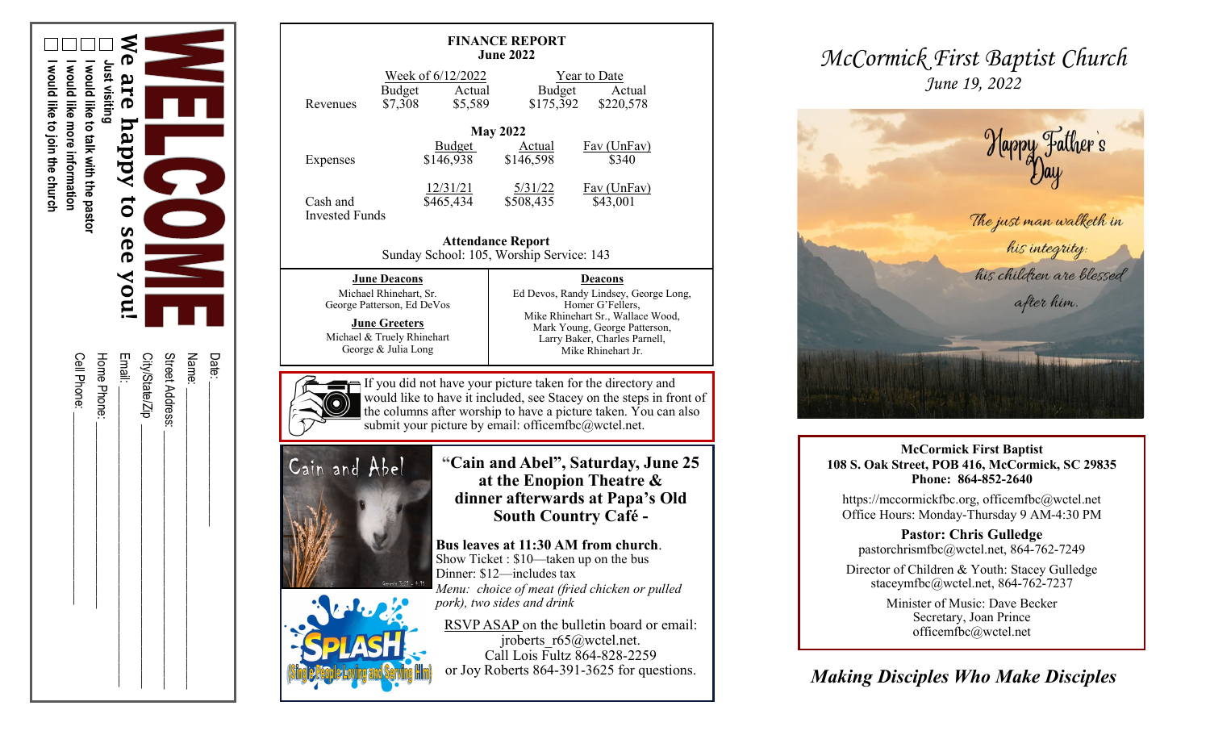# WELCOME

**We are happy to see you!**

- ☐ Just visiting
- ☐ I would like to talk with the pastor
- ☐ I would like more information
- ☐ I would like to join the church

Date: ____________________

Name: ____________________

Street Address: ____________________

City/State/Zip ____________________

Email: ____________________

Home Phone: ____________________

Cell Phone: ____________________

## FINANCE REPORT
### June 2022

| | Week of 6/12/2022 | | Year to Date | |
|---|---|---|---|---|
| | Budget | Actual | Budget | Actual |
| Revenues | $7,308 | $5,589 | $175,392 | $220,578 |

**May 2022**

| | Budget | Actual | Fav (UnFav) |
|---|---|---|---|
| Expenses | $146,938 | $146,598 | $340 |
| | 12/31/21 | 5/31/22 | Fav (UnFav) |
| Cash and Invested Funds | $465,434 | $508,435 | $43,001 |

**Attendance Report**
Sunday School: 105, Worship Service: 143

**June Deacons**
Michael Rhinehart, Sr.
George Patterson, Ed DeVos

**June Greeters**
Michael & Truely Rhinehart
George & Julia Long

**Deacons**
Ed Devos, Randy Lindsey, George Long, Homer G'Fellers, Mike Rhinehart Sr., Wallace Wood, Mark Young, George Patterson, Larry Baker, Charles Parnell, Mike Rhinehart Jr.

If you did not have your picture taken for the directory and would like to have it included, see Stacey on the steps in front of the columns after worship to have a picture taken. You can also submit your picture by email: officemfbc@wctel.net.

**"Cain and Abel", Saturday, June 25 at the Enopion Theatre & dinner afterwards at Papa's Old South Country Café -**

**Bus leaves at 11:30 AM from church**.
Show Ticket : $10—taken up on the bus
Dinner: $12—includes tax
*Menu: choice of meat (fried chicken or pulled pork), two sides and drink*

RSVP ASAP on the bulletin board or email: jroberts_r65@wctel.net.
Call Lois Fultz 864-828-2259
or Joy Roberts 864-391-3625 for questions.

SPLASH (Single People Loving and Serving Him)

# *McCormick First Baptist Church*
*June 19, 2022*

Happy Father's Day

*The just man walketh in his integrity: his children are blessed after him.*

**McCormick First Baptist**
**108 S. Oak Street, POB 416, McCormick, SC 29835**
**Phone: 864-852-2640**

https://mccormickfbc.org, officemfbc@wctel.net
Office Hours: Monday-Thursday 9 AM-4:30 PM

**Pastor: Chris Gulledge**
pastorchrismfbc@wctel.net, 864-762-7249

Director of Children & Youth: Stacey Gulledge
staceymfbc@wctel.net, 864-762-7237

Minister of Music: Dave Becker
Secretary, Joan Prince
officemfbc@wctel.net

***Making Disciples Who Make Disciples***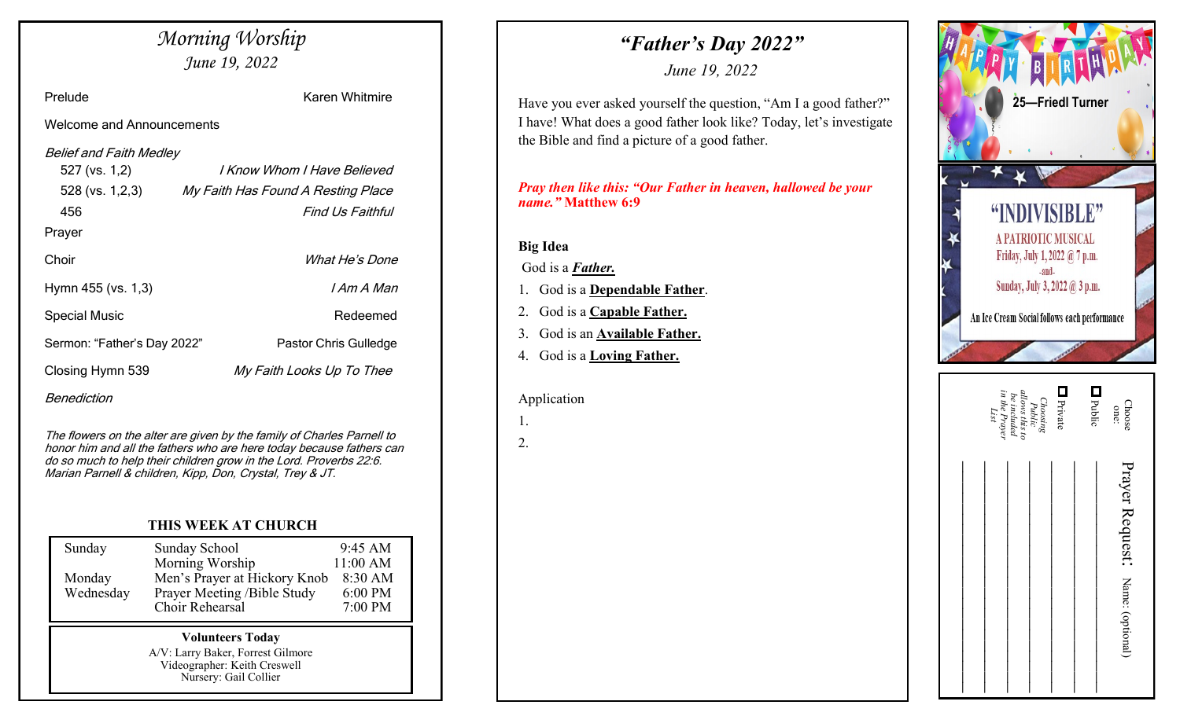# *Morning Worship*

*June 19, 2022*

| | |
|---|---|
| Prelude | Karen Whitmire |
| Welcome and Announcements | |
| *Belief and Faith Medley* | |
| 527 (vs. 1,2) | *I Know Whom I Have Believed* |
| 528 (vs. 1,2,3) | *My Faith Has Found A Resting Place* |
| 456 | *Find Us Faithful* |
| Prayer | |
| Choir | *What He's Done* |
| Hymn 455 (vs. 1,3) | *I Am A Man* |
| Special Music | Redeemed |
| Sermon: "Father's Day 2022" | Pastor Chris Gulledge |
| Closing Hymn 539 | *My Faith Looks Up To Thee* |
| *Benediction* | |

*The flowers on the alter are given by the family of Charles Parnell to honor him and all the fathers who are here today because fathers can do so much to help their children grow in the Lord. Proverbs 22:6. Marian Parnell & children, Kipp, Don, Crystal, Trey & JT.*

**THIS WEEK AT CHURCH**

| | | |
|---|---|---|
| Sunday | Sunday School | 9:45 AM |
| | Morning Worship | 11:00 AM |
| Monday | Men's Prayer at Hickory Knob | 8:30 AM |
| Wednesday | Prayer Meeting /Bible Study | 6:00 PM |
| | Choir Rehearsal | 7:00 PM |

**Volunteers Today**

A/V: Larry Baker, Forrest Gilmore
Videographer: Keith Creswell
Nursery: Gail Collier

# *"Father's Day 2022"*

*June 19, 2022*

Have you ever asked yourself the question, "Am I a good father?" I have! What does a good father look like? Today, let's investigate the Bible and find a picture of a good father.

***Pray then like this: "Our Father in heaven, hallowed be your name."*** **Matthew 6:9**

**Big Idea**

God is a ***Father.***

1. God is a **Dependable Father**.
2. God is a **Capable Father.**
3. God is an **Available Father.**
4. God is a **Loving Father.**

Application

1.

2.

HAPPY BIRTHDAY

25—Friedl Turner

"INDIVISIBLE"

A PATRIOTIC MUSICAL

Friday, July 1, 2022 @ 7 p.m.

-and-

Sunday, July 3, 2022 @ 3 p.m.

An Ice Cream Social follows each performance

Prayer Request: Name: (optional)

Choose one:

☐ Public

☐ Private

*Choosing Public allows this to be included in the Prayer List*